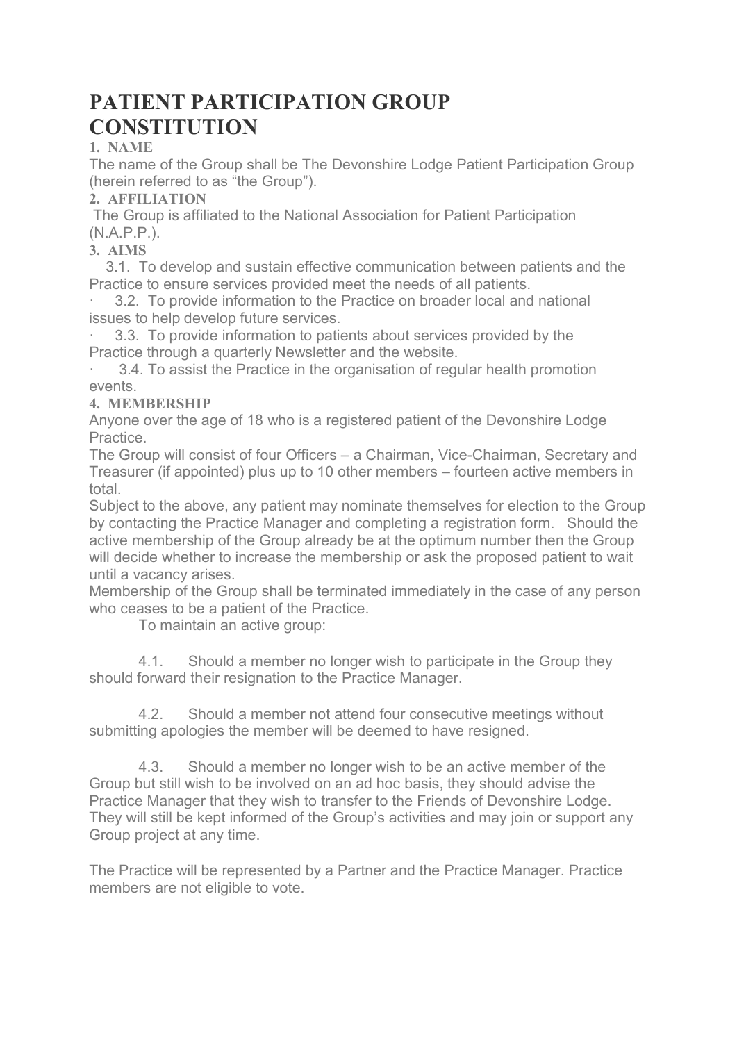# PATIENT PARTICIPATION GROUP CONSTITUTION

**1. NAME**

The name of the Group shall be The Devonshire Lodge Patient Participation Group (herein referred to as "the Group").

**2. AFFILIATION**

The Group is affiliated to the National Association for Patient Participation (N.A.P.P.).

**3. AIMS**

3.1. To develop and sustain effective communication between patients and the Practice to ensure services provided meet the needs of all patients.

· 3.2. To provide information to the Practice on broader local and national issues to help develop future services.

· 3.3. To provide information to patients about services provided by the Practice through a quarterly Newsletter and the website.

· 3.4. To assist the Practice in the organisation of regular health promotion events.

**4. MEMBERSHIP**

Anyone over the age of 18 who is a registered patient of the Devonshire Lodge Practice.

The Group will consist of four Officers – a Chairman, Vice-Chairman, Secretary and Treasurer (if appointed) plus up to 10 other members – fourteen active members in total.

Subject to the above, any patient may nominate themselves for election to the Group by contacting the Practice Manager and completing a registration form. Should the active membership of the Group already be at the optimum number then the Group will decide whether to increase the membership or ask the proposed patient to wait until a vacancy arises.

Membership of the Group shall be terminated immediately in the case of any person who ceases to be a patient of the Practice.

To maintain an active group:

4.1. Should a member no longer wish to participate in the Group they should forward their resignation to the Practice Manager.

4.2. Should a member not attend four consecutive meetings without submitting apologies the member will be deemed to have resigned.

4.3. Should a member no longer wish to be an active member of the Group but still wish to be involved on an ad hoc basis, they should advise the Practice Manager that they wish to transfer to the Friends of Devonshire Lodge. They will still be kept informed of the Group's activities and may join or support any Group project at any time.

The Practice will be represented by a Partner and the Practice Manager. Practice members are not eligible to vote.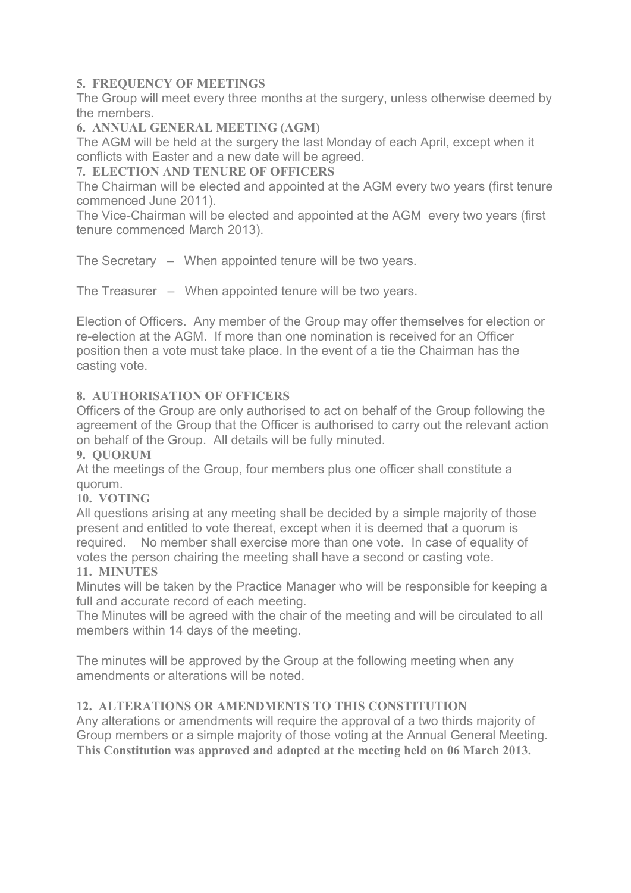## 5. FREQUENCY OF MEETINGS

The Group will meet every three months at the surgery, unless otherwise deemed by the members.

## 6. ANNUAL GENERAL MEETING (AGM)

The AGM will be held at the surgery the last Monday of each April, except when it conflicts with Easter and a new date will be agreed.

## 7. ELECTION AND TENURE OF OFFICERS

The Chairman will be elected and appointed at the AGM every two years (first tenure commenced June 2011).

The Vice-Chairman will be elected and appointed at the AGM every two years (first tenure commenced March 2013).

The Secretary – When appointed tenure will be two years.

The Treasurer – When appointed tenure will be two years.

Election of Officers. Any member of the Group may offer themselves for election or re-election at the AGM. If more than one nomination is received for an Officer position then a vote must take place. In the event of a tie the Chairman has the casting vote.

## 8. AUTHORISATION OF OFFICERS

Officers of the Group are only authorised to act on behalf of the Group following the agreement of the Group that the Officer is authorised to carry out the relevant action on behalf of the Group. All details will be fully minuted.

## 9. QUORUM

At the meetings of the Group, four members plus one officer shall constitute a quorum.

## 10. VOTING

All questions arising at any meeting shall be decided by a simple majority of those present and entitled to vote thereat, except when it is deemed that a quorum is required. No member shall exercise more than one vote. In case of equality of votes the person chairing the meeting shall have a second or casting vote.

## 11. MINUTES

Minutes will be taken by the Practice Manager who will be responsible for keeping a full and accurate record of each meeting.

The Minutes will be agreed with the chair of the meeting and will be circulated to all members within 14 days of the meeting.

The minutes will be approved by the Group at the following meeting when any amendments or alterations will be noted.

## 12. ALTERATIONS OR AMENDMENTS TO THIS CONSTITUTION

Any alterations or amendments will require the approval of a two thirds majority of Group members or a simple majority of those voting at the Annual General Meeting.

**This Constitution was approved and adopted at the meeting held on 06 March 2013.**